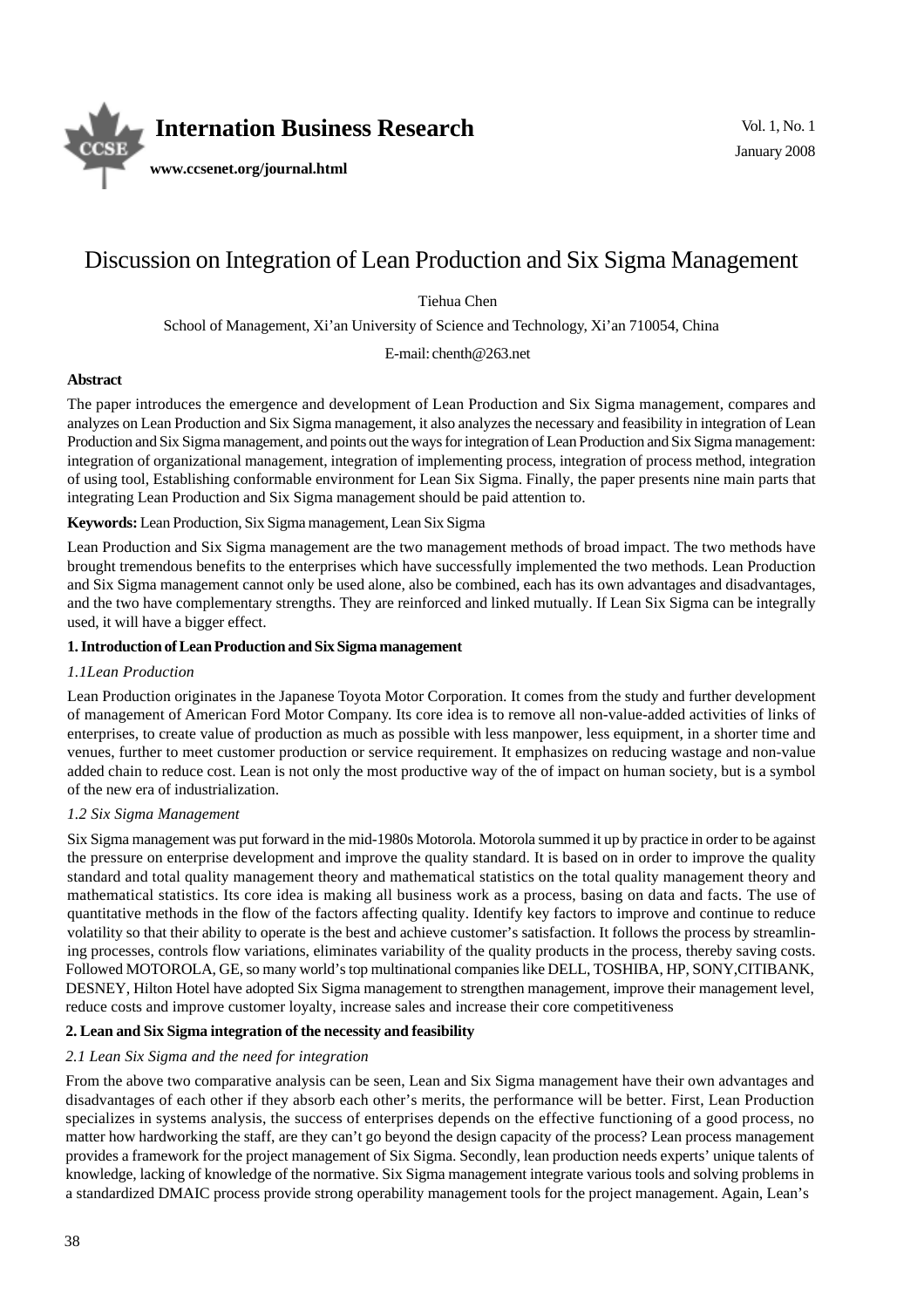# Discussion on Integration of Lean Production and Six Sigma Management

Tiehua Chen

School of Management, Xi'an University of Science and Technology, Xi'an 710054, China

E-mail: chenth@263.net

**Abstract**

The paper introduces the emergence and development of Lean Production and Six Sigma management, compares and analyzes on Lean Production and Six Sigma management, it also analyzes the necessary and feasibility in integration of Lean Production and Six Sigma management, and points out the ways for integration of Lean Production and Six Sigma management: integration of organizational management, integration of implementing process, integration of process method, integration of using tool, Establishing conformable environment for Lean Six Sigma. Finally, the paper presents nine main parts that integrating Lean Production and Six Sigma management should be paid attention to.

**Keywords:** Lean Production, Six Sigma management, Lean Six Sigma

Lean Production and Six Sigma management are the two management methods of broad impact. The two methods have brought tremendous benefits to the enterprises which have successfully implemented the two methods. Lean Production and Six Sigma management cannot only be used alone, also be combined, each has its own advantages and disadvantages, and the two have complementary strengths. They are reinforced and linked mutually. If Lean Six Sigma can be integrally used, it will have a bigger effect.

## 1. Introduction of Lean Production and Six Sigma management

### *1.1Lean Production*

Lean Production originates in the Japanese Toyota Motor Corporation. It comes from the study and further development of management of American Ford Motor Company. Its core idea is to remove all non-value-added activities of links of enterprises, to create value of production as much as possible with less manpower, less equipment, in a shorter time and venues, further to meet customer production or service requirement. It emphasizes on reducing wastage and non-value added chain to reduce cost. Lean is not only the most productive way of the of impact on human society, but is a symbol of the new era of industrialization.

### *1.2 Six Sigma Management*

Six Sigma management was put forward in the mid-1980s Motorola. Motorola summed it up by practice in order to be against the pressure on enterprise development and improve the quality standard. It is based on in order to improve the quality standard and total quality management theory and mathematical statistics on the total quality management theory and mathematical statistics. Its core idea is making all business work as a process, basing on data and facts. The use of quantitative methods in the flow of the factors affecting quality. Identify key factors to improve and continue to reduce volatility so that their ability to operate is the best and achieve customer's satisfaction. It follows the process by streamlining processes, controls flow variations, eliminates variability of the quality products in the process, thereby saving costs. Followed MOTOROLA, GE, so many world's top multinational companies like DELL, TOSHIBA, HP, SONY,CITIBANK, DESNEY, Hilton Hotel have adopted Six Sigma management to strengthen management, improve their management level, reduce costs and improve customer loyalty, increase sales and increase their core competitiveness

## 2. Lean and Six Sigma integration of the necessity and feasibility

### *2.1 Lean Six Sigma and the need for integration*

From the above two comparative analysis can be seen, Lean and Six Sigma management have their own advantages and disadvantages of each other if they absorb each other's merits, the performance will be better. First, Lean Production specializes in systems analysis, the success of enterprises depends on the effective functioning of a good process, no matter how hardworking the staff, are they can't go beyond the design capacity of the process? Lean process management provides a framework for the project management of Six Sigma. Secondly, lean production needs experts' unique talents of knowledge, lacking of knowledge of the normative. Six Sigma management integrate various tools and solving problems in a standardized DMAIC process provide strong operability management tools for the project management. Again, Lean's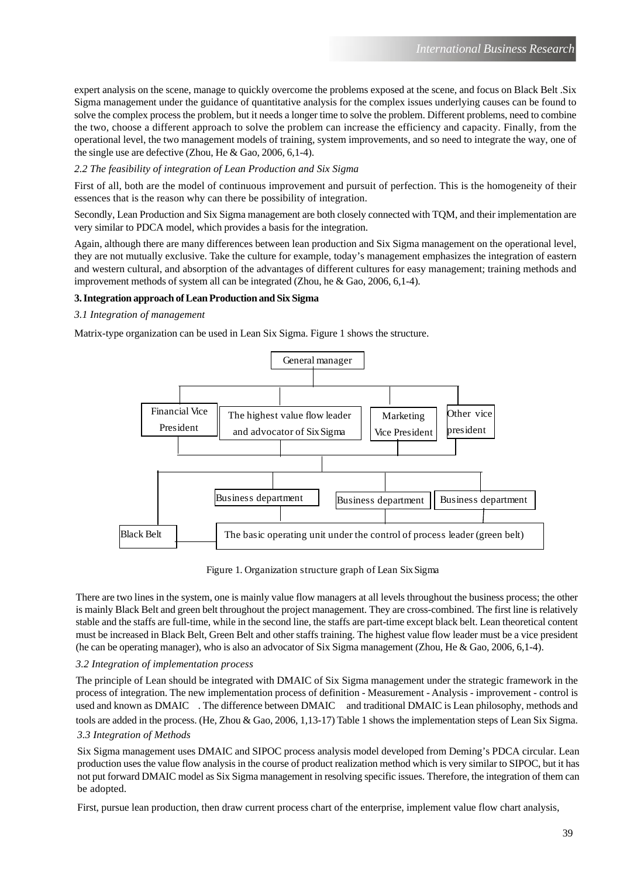expert analysis on the scene, manage to quickly overcome the problems exposed at the scene, and focus on Black Belt .Six Sigma management under the guidance of quantitative analysis for the complex issues underlying causes can be found to solve the complex process the problem, but it needs a longer time to solve the problem. Different problems, need to combine the two, choose a different approach to solve the problem can increase the efficiency and capacity. Finally, from the operational level, the two management models of training, system improvements, and so need to integrate the way, one of the single use are defective (Zhou, He & Gao, 2006, 6,1-4).

*2.2 The feasibility of integration of Lean Production and Six Sigma*

First of all, both are the model of continuous improvement and pursuit of perfection. This is the homogeneity of their essences that is the reason why can there be possibility of integration.

Secondly, Lean Production and Six Sigma management are both closely connected with TQM, and their implementation are very similar to PDCA model, which provides a basis for the integration.

Again, although there are many differences between lean production and Six Sigma management on the operational level, they are not mutually exclusive. Take the culture for example, today's management emphasizes the integration of eastern and western cultural, and absorption of the advantages of different cultures for easy management; training methods and improvement methods of system all can be integrated (Zhou, he & Gao, 2006, 6,1-4).

**3. Integration approach of Lean Production and Six Sigma**

*3.1 Integration of management*

Matrix-type organization can be used in Lean Six Sigma. Figure 1 shows the structure.

Figure 1. Organization structure graph of Lean Six Sigma

There are two lines in the system, one is mainly value flow managers at all levels throughout the business process; the other is mainly Black Belt and green belt throughout the project management. They are cross-combined. The first line is relatively stable and the staffs are full-time, while in the second line, the staffs are part-time except black belt. Lean theoretical content must be increased in Black Belt, Green Belt and other staffs training. The highest value flow leader must be a vice president (he can be operating manager), who is also an advocator of Six Sigma management (Zhou, He & Gao, 2006, 6,1-4).

*3.2 Integration of implementation process*

The principle of Lean should be integrated with DMAIC of Six Sigma management under the strategic framework in the process of integration. The new implementation process of definition - Measurement - Analysis - improvement - control is used and known as DMAIC . The difference between DMAIC and traditional DMAIC is Lean philosophy, methods and tools are added in the process. (He, Zhou & Gao, 2006, 1,13-17) Table 1 shows the implementation steps of Lean Six Sigma.

*3.3 Integration of Methods*

Six Sigma management uses DMAIC and SIPOC process analysis model developed from Deming's PDCA circular. Lean production uses the value flow analysis in the course of product realization method which is very similar to SIPOC, but it has not put forward DMAIC model as Six Sigma management in resolving specific issues. Therefore, the integration of them can be adopted.

First, pursue lean production, then draw current process chart of the enterprise, implement value flow chart analysis,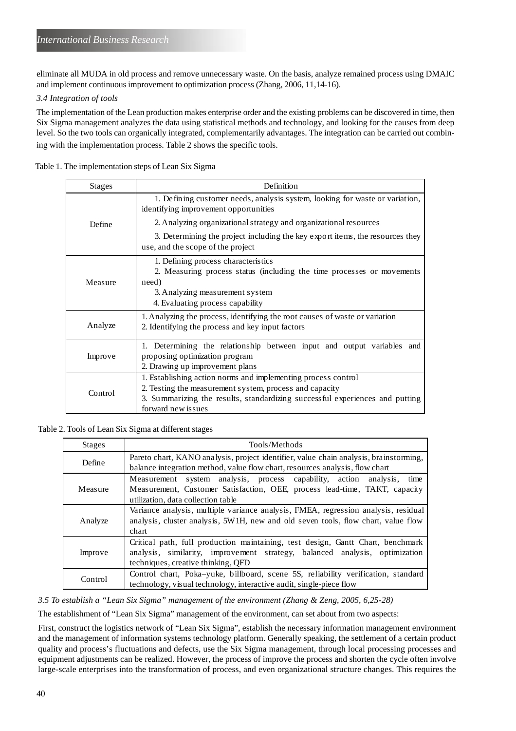eliminate all MUDA in old process and remove unnecessary waste. On the basis, analyze remained process using DMAIC and implement continuous improvement to optimization process (Zhang, 2006, 11,14-16).

### *3.4 Integration of tools*

The implementation of the Lean production makes enterprise order and the existing problems can be discovered in time, then Six Sigma management analyzes the data using statistical methods and technology, and looking for the causes from deep level. So the two tools can organically integrated, complementarily advantages. The integration can be carried out combining with the implementation process. Table 2 shows the specific tools.

Table 1. The implementation steps of Lean Six Sigma

| Stages | Definition |
|---|---|
| Define | 1. Defining customer needs, analysis system, looking for waste or variation, identifying improvement opportunities<br>2. Analyzing organizational strategy and organizational resources<br>3. Determining the project including the key export items, the resources they use, and the scope of the project |
| Measure | 1. Defining process characteristics<br>2. Measuring process status (including the time processes or movements need)<br>3. Analyzing measurement system<br>4. Evaluating process capability |
| Analyze | 1. Analyzing the process, identifying the root causes of waste or variation<br>2. Identifying the process and key input factors |
| Improve | 1. Determining the relationship between input and output variables and proposing optimization program<br>2. Drawing up improvement plans |
| Control | 1. Establishing action norms and implementing process control<br>2. Testing the measurement system, process and capacity<br>3. Summarizing the results, standardizing successful experiences and putting forward new issues |

Table 2. Tools of Lean Six Sigma at different stages

| Stages | Tools/Methods |
|---|---|
| Define | Pareto chart, KANO analysis, project identifier, value chain analysis, brainstorming, balance integration method, value flow chart, resources analysis, flow chart |
| Measure | Measurement system analysis, process capability, action analysis, time Measurement, Customer Satisfaction, OEE, process lead-time, TAKT, capacity utilization, data collection table |
| Analyze | Variance analysis, multiple variance analysis, FMEA, regression analysis, residual analysis, cluster analysis, 5W1H, new and old seven tools, flow chart, value flow chart |
| Improve | Critical path, full production maintaining, test design, Gantt Chart, benchmark analysis, similarity, improvement strategy, balanced analysis, optimization techniques, creative thinking, QFD |
| Control | Control chart, Poka–yuke, billboard, scene 5S, reliability verification, standard technology, visual technology, interactive audit, single-piece flow |

### *3.5 To establish a "Lean Six Sigma" management of the environment (Zhang & Zeng, 2005, 6,25-28)*

The establishment of "Lean Six Sigma" management of the environment, can set about from two aspects:

First, construct the logistics network of "Lean Six Sigma", establish the necessary information management environment and the management of information systems technology platform. Generally speaking, the settlement of a certain product quality and process's fluctuations and defects, use the Six Sigma management, through local processing processes and equipment adjustments can be realized. However, the process of improve the process and shorten the cycle often involve large-scale enterprises into the transformation of process, and even organizational structure changes. This requires the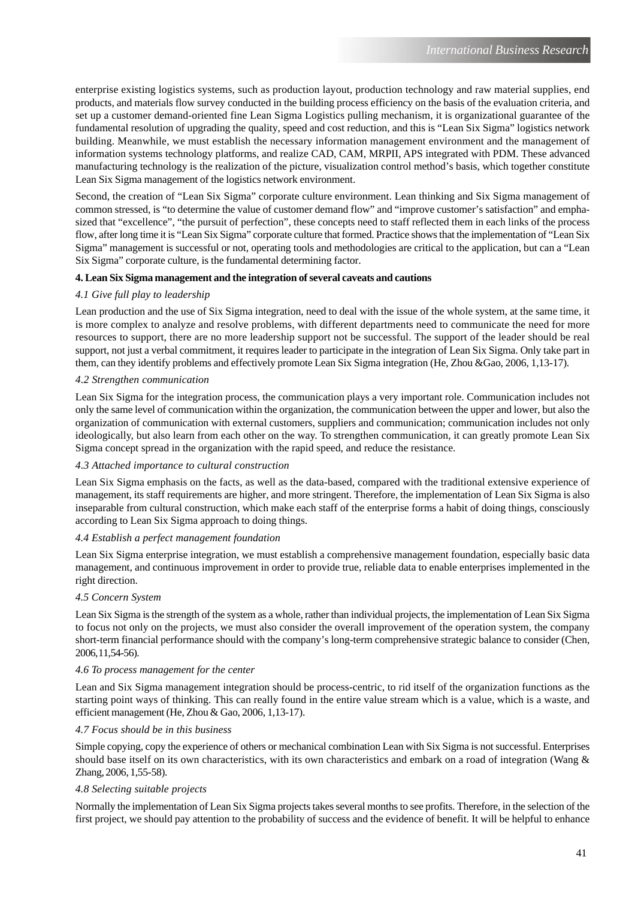enterprise existing logistics systems, such as production layout, production technology and raw material supplies, end products, and materials flow survey conducted in the building process efficiency on the basis of the evaluation criteria, and set up a customer demand-oriented fine Lean Sigma Logistics pulling mechanism, it is organizational guarantee of the fundamental resolution of upgrading the quality, speed and cost reduction, and this is "Lean Six Sigma" logistics network building. Meanwhile, we must establish the necessary information management environment and the management of information systems technology platforms, and realize CAD, CAM, MRPII, APS integrated with PDM. These advanced manufacturing technology is the realization of the picture, visualization control method's basis, which together constitute Lean Six Sigma management of the logistics network environment.

Second, the creation of "Lean Six Sigma" corporate culture environment. Lean thinking and Six Sigma management of common stressed, is "to determine the value of customer demand flow" and "improve customer's satisfaction" and emphasized that "excellence", "the pursuit of perfection", these concepts need to staff reflected them in each links of the process flow, after long time it is "Lean Six Sigma" corporate culture that formed. Practice shows that the implementation of "Lean Six Sigma" management is successful or not, operating tools and methodologies are critical to the application, but can a "Lean Six Sigma" corporate culture, is the fundamental determining factor.

## 4. Lean Six Sigma management and the integration of several caveats and cautions

### *4.1 Give full play to leadership*

Lean production and the use of Six Sigma integration, need to deal with the issue of the whole system, at the same time, it is more complex to analyze and resolve problems, with different departments need to communicate the need for more resources to support, there are no more leadership support not be successful. The support of the leader should be real support, not just a verbal commitment, it requires leader to participate in the integration of Lean Six Sigma. Only take part in them, can they identify problems and effectively promote Lean Six Sigma integration (He, Zhou &Gao, 2006, 1,13-17).

### *4.2 Strengthen communication*

Lean Six Sigma for the integration process, the communication plays a very important role. Communication includes not only the same level of communication within the organization, the communication between the upper and lower, but also the organization of communication with external customers, suppliers and communication; communication includes not only ideologically, but also learn from each other on the way. To strengthen communication, it can greatly promote Lean Six Sigma concept spread in the organization with the rapid speed, and reduce the resistance.

### *4.3 Attached importance to cultural construction*

Lean Six Sigma emphasis on the facts, as well as the data-based, compared with the traditional extensive experience of management, its staff requirements are higher, and more stringent. Therefore, the implementation of Lean Six Sigma is also inseparable from cultural construction, which make each staff of the enterprise forms a habit of doing things, consciously according to Lean Six Sigma approach to doing things.

### *4.4 Establish a perfect management foundation*

Lean Six Sigma enterprise integration, we must establish a comprehensive management foundation, especially basic data management, and continuous improvement in order to provide true, reliable data to enable enterprises implemented in the right direction.

### *4.5 Concern System*

Lean Six Sigma is the strength of the system as a whole, rather than individual projects, the implementation of Lean Six Sigma to focus not only on the projects, we must also consider the overall improvement of the operation system, the company short-term financial performance should with the company's long-term comprehensive strategic balance to consider (Chen, 2006,11,54-56).

### *4.6 To process management for the center*

Lean and Six Sigma management integration should be process-centric, to rid itself of the organization functions as the starting point ways of thinking. This can really found in the entire value stream which is a value, which is a waste, and efficient management (He, Zhou & Gao, 2006, 1,13-17).

### *4.7 Focus should be in this business*

Simple copying, copy the experience of others or mechanical combination Lean with Six Sigma is not successful. Enterprises should base itself on its own characteristics, with its own characteristics and embark on a road of integration (Wang & Zhang, 2006, 1,55-58).

### *4.8 Selecting suitable projects*

Normally the implementation of Lean Six Sigma projects takes several months to see profits. Therefore, in the selection of the first project, we should pay attention to the probability of success and the evidence of benefit. It will be helpful to enhance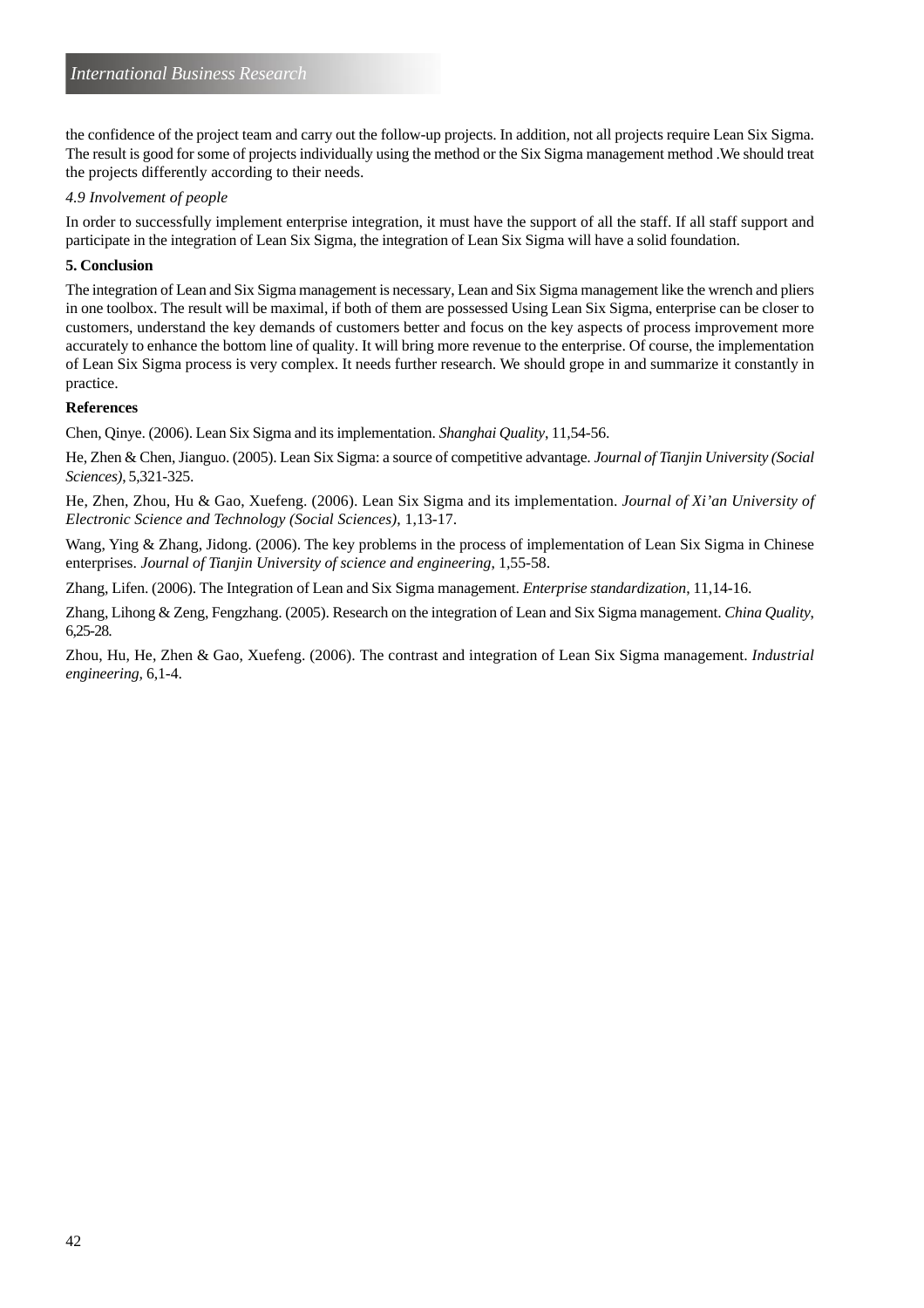the confidence of the project team and carry out the follow-up projects. In addition, not all projects require Lean Six Sigma. The result is good for some of projects individually using the method or the Six Sigma management method .We should treat the projects differently according to their needs.

### *4.9 Involvement of people*

In order to successfully implement enterprise integration, it must have the support of all the staff. If all staff support and participate in the integration of Lean Six Sigma, the integration of Lean Six Sigma will have a solid foundation.

## 5. Conclusion

The integration of Lean and Six Sigma management is necessary, Lean and Six Sigma management like the wrench and pliers in one toolbox. The result will be maximal, if both of them are possessed Using Lean Six Sigma, enterprise can be closer to customers, understand the key demands of customers better and focus on the key aspects of process improvement more accurately to enhance the bottom line of quality. It will bring more revenue to the enterprise. Of course, the implementation of Lean Six Sigma process is very complex. It needs further research. We should grope in and summarize it constantly in practice.

## References

Chen, Qinye. (2006). Lean Six Sigma and its implementation. *Shanghai Quality*, 11,54-56.

He, Zhen & Chen, Jianguo. (2005). Lean Six Sigma: a source of competitive advantage. *Journal of Tianjin University (Social Sciences)*, 5,321-325.

He, Zhen, Zhou, Hu & Gao, Xuefeng. (2006). Lean Six Sigma and its implementation. *Journal of Xi'an University of Electronic Science and Technology (Social Sciences)*, 1,13-17.

Wang, Ying & Zhang, Jidong. (2006). The key problems in the process of implementation of Lean Six Sigma in Chinese enterprises. *Journal of Tianjin University of science and engineering*, 1,55-58.

Zhang, Lifen. (2006). The Integration of Lean and Six Sigma management. *Enterprise standardization*, 11,14-16.

Zhang, Lihong & Zeng, Fengzhang. (2005). Research on the integration of Lean and Six Sigma management. *China Quality*, 6,25-28.

Zhou, Hu, He, Zhen & Gao, Xuefeng. (2006). The contrast and integration of Lean Six Sigma management. *Industrial engineering*, 6,1-4.